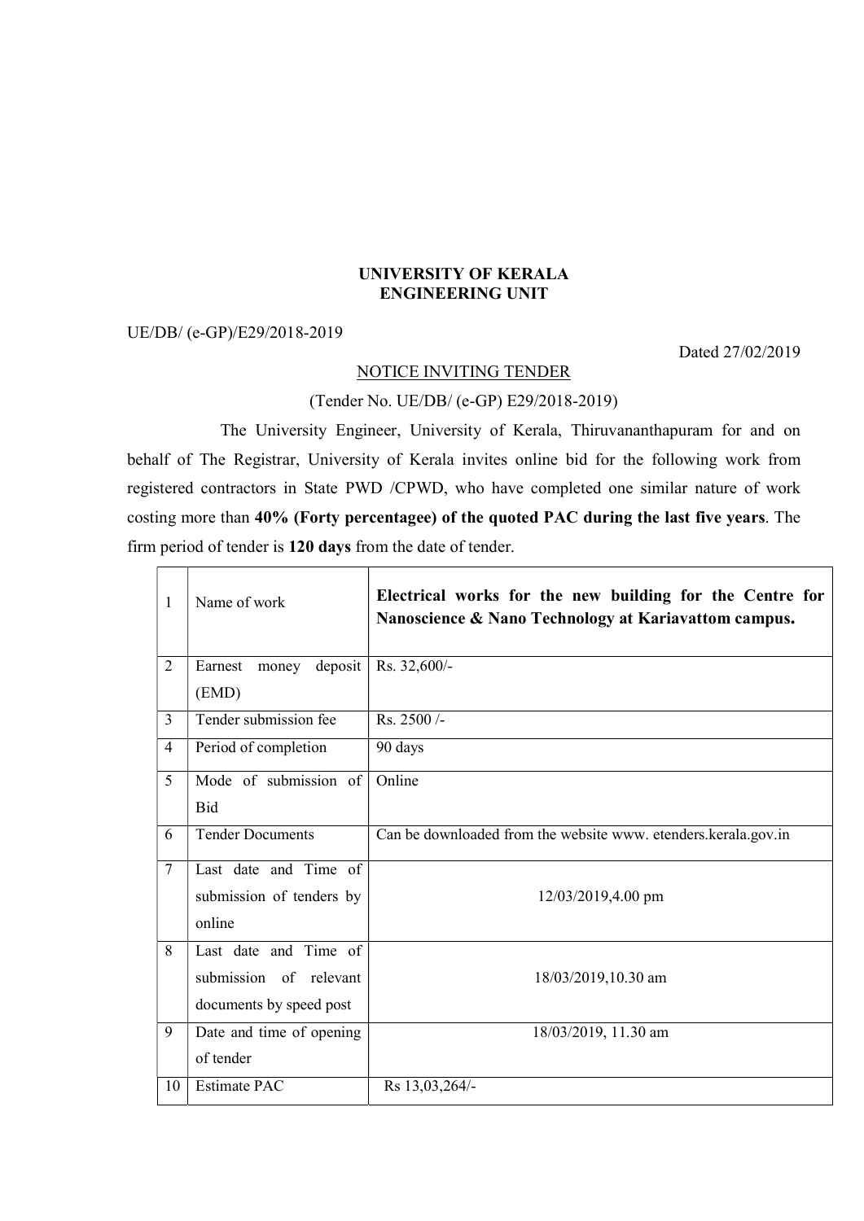**UNIVERSITY OF KERALA**
**ENGINEERING UNIT**

UE/DB/ (e-GP)/E29/2018-2019

Dated 27/02/2019

NOTICE INVITING TENDER

(Tender No. UE/DB/ (e-GP) E29/2018-2019)

The University Engineer, University of Kerala, Thiruvananthapuram for and on behalf of The Registrar, University of Kerala invites online bid for the following work from registered contractors in State PWD /CPWD, who have completed one similar nature of work costing more than **40% (Forty percentagee) of the quoted PAC during the last five years**. The firm period of tender is **120 days** from the date of tender.

| | | |
|---|---|---|
| 1 | Name of work | **Electrical works for the new building for the Centre for Nanoscience & Nano Technology at Kariavattom campus.** |
| 2 | Earnest money deposit (EMD) | Rs. 32,600/- |
| 3 | Tender submission fee | Rs. 2500 /- |
| 4 | Period of completion | 90 days |
| 5 | Mode of submission of Bid | Online |
| 6 | Tender Documents | Can be downloaded from the website www. etenders.kerala.gov.in |
| 7 | Last date and Time of submission of tenders by online | 12/03/2019,4.00 pm |
| 8 | Last date and Time of submission of relevant documents by speed post | 18/03/2019,10.30 am |
| 9 | Date and time of opening of tender | 18/03/2019, 11.30 am |
| 10 | Estimate PAC | Rs 13,03,264/- |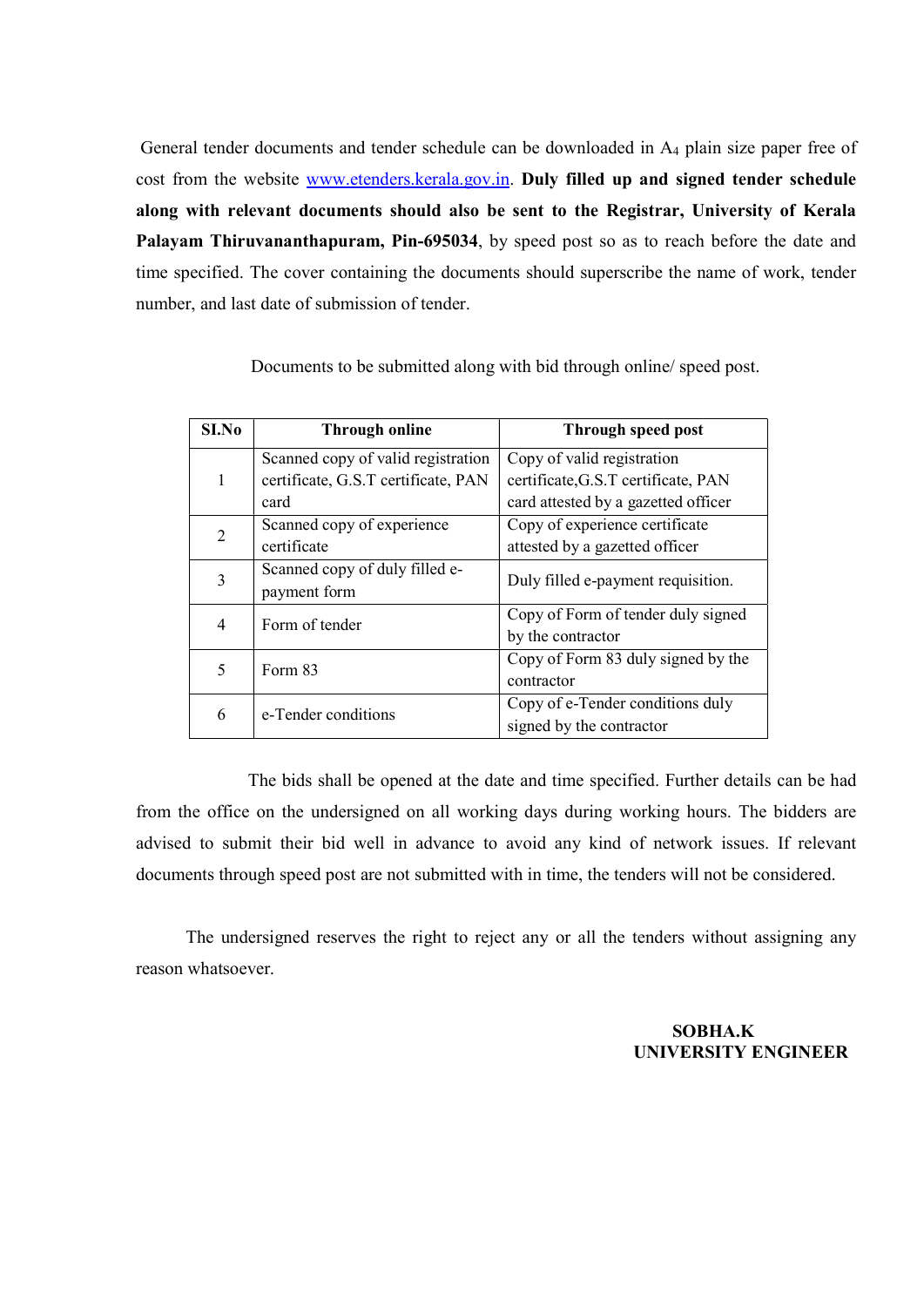General tender documents and tender schedule can be downloaded in $A_4$ plain size paper free of cost from the website www.etenders.kerala.gov.in. **Duly filled up and signed tender schedule along with relevant documents should also be sent to the Registrar, University of Kerala Palayam Thiruvananthapuram, Pin-695034**, by speed post so as to reach before the date and time specified. The cover containing the documents should superscribe the name of work, tender number, and last date of submission of tender.

Documents to be submitted along with bid through online/ speed post.

| Sl.No | Through online | Through speed post |
|---|---|---|
| 1 | Scanned copy of valid registration certificate, G.S.T certificate, PAN card | Copy of valid registration certificate,G.S.T certificate, PAN card attested by a gazetted officer |
| 2 | Scanned copy of experience certificate | Copy of experience certificate attested by a gazetted officer |
| 3 | Scanned copy of duly filled e-payment form | Duly filled e-payment requisition. |
| 4 | Form of tender | Copy of Form of tender duly signed by the contractor |
| 5 | Form 83 | Copy of Form 83 duly signed by the contractor |
| 6 | e-Tender conditions | Copy of e-Tender conditions duly signed by the contractor |

The bids shall be opened at the date and time specified. Further details can be had from the office on the undersigned on all working days during working hours. The bidders are advised to submit their bid well in advance to avoid any kind of network issues. If relevant documents through speed post are not submitted with in time, the tenders will not be considered.

The undersigned reserves the right to reject any or all the tenders without assigning any reason whatsoever.

**SOBHA.K**
**UNIVERSITY ENGINEER**